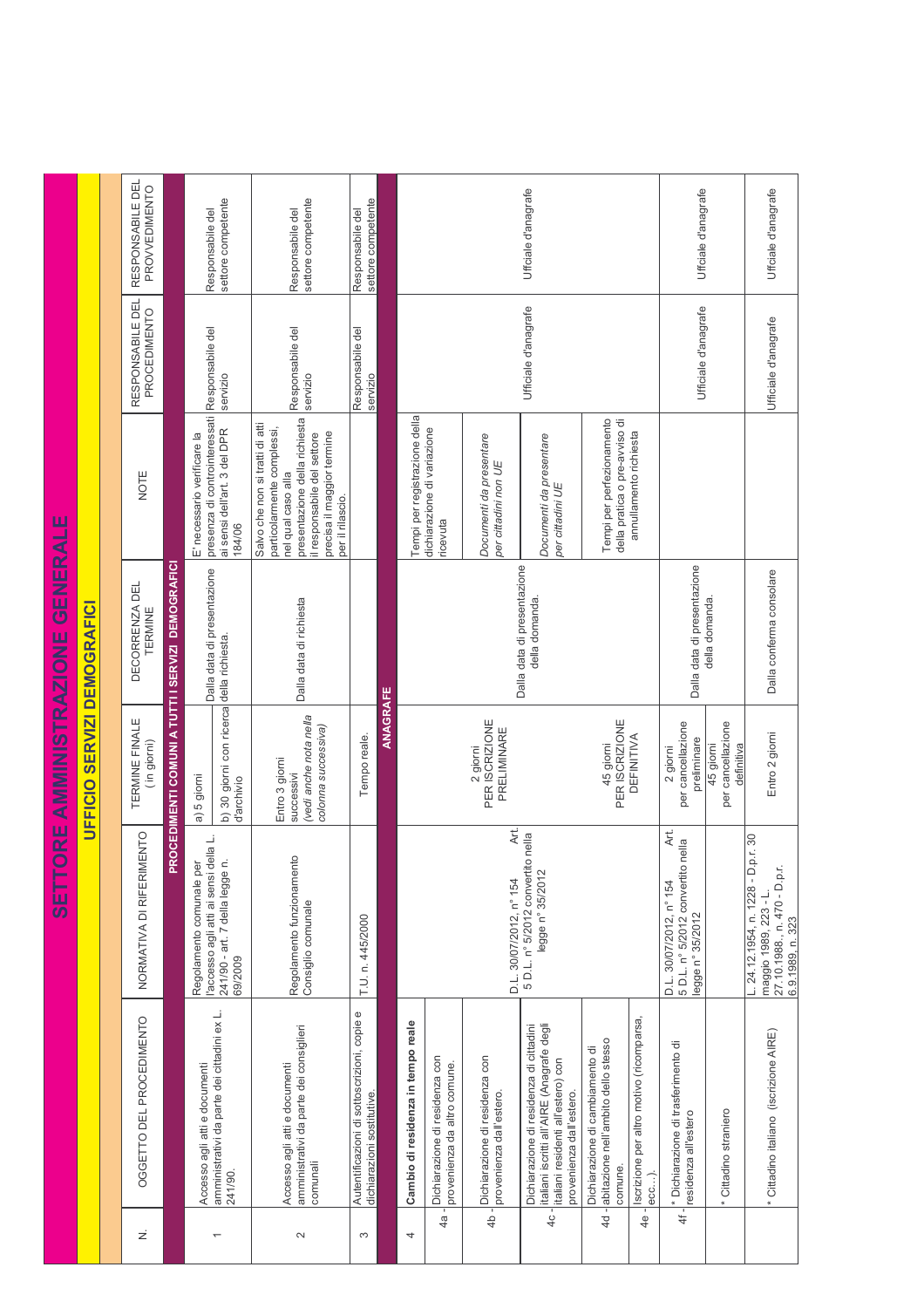# SETTORE AMMINISTRAZIONE GENERALE

## UFFICIO SERVIZI DEMOGRAFICI

| N. | OGGETTO DEL PROCEDIMENTO | NORMATIVA DI RIFERIMENTO | TERMINE FINALE (in giorni) | DECORRENZA DEL TERMINE | NOTE | RESPONSABILE DEL PROCEDIMENTO | RESPONSABILE DEL PROVVEDIMENTO |
|---|---|---|---|---|---|---|---|
| **PROCEDIMENTI COMUNI A TUTTI I SERVIZI DEMOGRAFICI** | | | | | | | |
| 1 | Accesso agli atti e documenti amministrativi da parte dei cittadini ex L. 241/90. | Regolamento comunale per l'accesso agli atti ai sensi della L. 241/90 - art. 7 della legge n. 69/2009 | a) 5 giorni<br>b) 30 giorni con ricerca d'archivio | Dalla data di presentazione della richiesta. | E' necessario verificare la presenza di controinteressati ai sensi dell'art. 3 del DPR 184/06 | Responsabile del servizio | Responsabile del settore competente |
| 2 | Accesso agli atti e documenti amministrativi da parte dei consiglieri comunali | Regolamento funzionamento Consiglio comunale | Entro 3 giorni successivi *(vedi anche nota nella colonna successiva)* | Dalla data di richiesta | Salvo che non si tratti di atti particolarmente complessi, nel qual caso alla presentazione della richiesta il responsabile del settore precisa il maggior termine per il rilascio. | Responsabile del servizio | Responsabile del settore competente |
| 3 | Autentificazioni di sottoscrizioni, copie e dichiarazioni sostitutive. | T.U. n. 445/2000 | Tempo reale. | | | Responsabile del servizio | Responsabile del settore competente |
| **ANAGRAFE** | | | | | | | |
| 4 | **Cambio di residenza in tempo reale** | | | | | | |
| 4a - | Dichiarazione di residenza con provenienza da altro comune. | D.L. 30/07/2012, n° 154 Art. 5 D.L. n° 5/2012 convertito nella legge n° 35/2012 | 2 giorni PER ISCRIZIONE PRELIMINARE<br>45 giorni PER ISCRIZIONE DEFINITIVA | Dalla data di presentazione della domanda. | Tempi per registrazione della dichiarazione di variazione ricevuta | Ufficiale d'anagrafe | Ufficiale d'anagrafe |
| 4b - | Dichiarazione di residenza con provenienza dall'estero. | | | | *Documenti da presentare per cittadini non UE* | | |
| 4c - | Dichiarazione di residenza di cittadini italiani iscritti all'AIRE (Anagrafe degli italiani residenti all'estero) con provenienza dall'estero. | | | | *Documenti da presentare per cittadini UE* | | |
| 4d - | Dichiarazione di cambiamento di abitazione nell'ambito dello stesso comune. | | | | Tempi per perfezionamento della pratica o pre-avviso di annullamento richiesta | | |
| 4e - | Iscrizione per altro motivo (ricomparsa, ecc...). | | | | | | |
| 4f - | * Dichiarazione di trasferimento di residenza all'estero<br>* Cittadino straniero | D.L. 30/07/2012, n° 154 Art. 5 D.L. n° 5/2012 convertito nella legge n° 35/2012 | 2 giorni per cancellazione preliminare<br>45 giorni per cancellazione definitiva | Dalla data di presentazione della domanda. | | Ufficiale d'anagrafe | Ufficiale d'anagrafe |
| | * Cittadino italiano (iscrizione AIRE) | L. 24.12.1954, n. 1228 - D.p.r. 30 maggio 1989, 223 - L. 27.10.1988, n. 470 - D.p.r. 6.9.1989, n. 323 | Entro 2 giorni | Dalla conferma consolare | | Ufficiale d'anagrafe | Ufficiale d'anagrafe |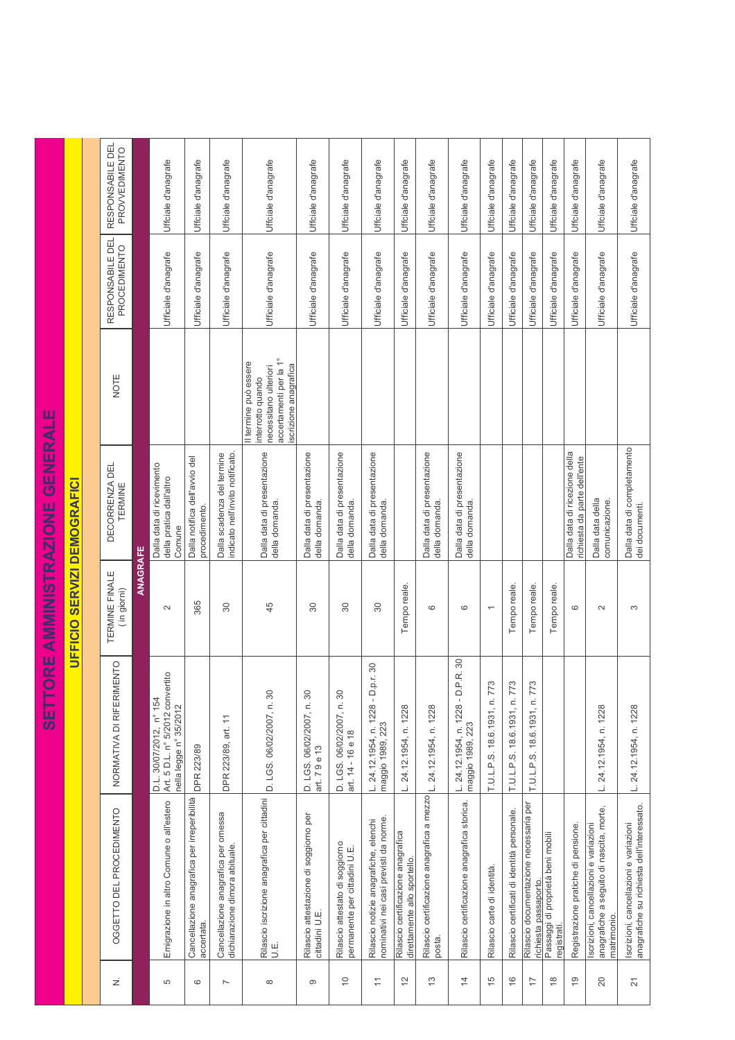# SETTORE AMMINISTRAZIONE GENERALE

## UFFICIO SERVIZI DEMOGRAFICI

| N. | OGGETTO DEL PROCEDIMENTO | NORMATIVA DI RIFERIMENTO | TERMINE FINALE (in giorni) | DECORRENZA DEL TERMINE | NOTE | RESPONSABILE DEL PROCEDIMENTO | RESPONSABILE DEL PROVVEDIMENTO |
|---|---|---|---|---|---|---|---|
| | | | **ANAGRAFE** | | | | |
| 5 | Emigrazione in altro Comune o all'estero | D.L. 30/07/2012, n° 154 Art. 5 D.L. n° 5/2012 convertito nella legge n° 35/2012 | 2 | Dalla data di ricevimento della pratica dall'altro Comune | | Ufficiale d'anagrafe | Ufficiale d'anagrafe |
| 6 | Cancellazione anagrafica per irreperibilità accertata. | DPR 223/89 | 365 | Dalla notifica dell'avvio del procedimento. | | Ufficiale d'anagrafe | Ufficiale d'anagrafe |
| 7 | Cancellazione anagrafica per omessa dichiarazione dimora abituale. | DPR 223/89, art. 11 | 30 | Dalla scadenza del termine indicato nell'invito notificato. | | Ufficiale d'anagrafe | Ufficiale d'anagrafe |
| 8 | Rilascio iscrizione anagrafica per cittadini U.E. | D. LGS. 06/02/2007, n. 30 | 45 | Dalla data di presentazione della domanda. | Il termine può essere interrotto quando necessitano ulteriori accertamenti per la 1° iscrizione anagrafica | Ufficiale d'anagrafe | Ufficiale d'anagrafe |
| 9 | Rilascio attestazione di soggiorno per cittadini U.E. | D. LGS. 06/02/2007, n. 30 art. 7 9 e 13 | 30 | Dalla data di presentazione della domanda. | | Ufficiale d'anagrafe | Ufficiale d'anagrafe |
| 10 | Rilascio attestato di soggiorno permanente per cittadini U.E. | D. LGS. 06/02/2007, n. 30 art. 14 - 16 e 18 | 30 | Dalla data di presentazione della domanda. | | Ufficiale d'anagrafe | Ufficiale d'anagrafe |
| 11 | Rilascio notizie anagrafiche, elenchi nominativi nei casi previsti da norme. | L. 24.12.1954, n. 1228 - D.p.r. 30 maggio 1989, 223 | 30 | Dalla data di presentazione della domanda. | | Ufficiale d'anagrafe | Ufficiale d'anagrafe |
| 12 | Rilascio certificazione anagrafica direttamente allo sportello. | L. 24.12.1954, n. 1228 | Tempo reale. | | | Ufficiale d'anagrafe | Ufficiale d'anagrafe |
| 13 | Rilascio certificazione anagrafica a mezzo posta. | L. 24.12.1954, n. 1228 | 6 | Dalla data di presentazione della domanda. | | Ufficiale d'anagrafe | Ufficiale d'anagrafe |
| 14 | Rilascio certificazione anagrafica storica. | L. 24.12.1954, n. 1228 - D.P.R. 30 maggio 1989, 223 | 6 | Dalla data di presentazione della domanda. | | Ufficiale d'anagrafe | Ufficiale d'anagrafe |
| 15 | Rilascio carte di identità. | T.U.L.P.S. 18.6.1931, n. 773 | 1 | | | Ufficiale d'anagrafe | Ufficiale d'anagrafe |
| 16 | Rilascio certificati di identità personale. | T.U.L.P.S. 18.6.1931, n. 773 | Tempo reale. | | | Ufficiale d'anagrafe | Ufficiale d'anagrafe |
| 17 | Rilascio documentazione necessaria per richiesta passaporto. | T.U.L.P.S. 18.6.1931, n. 773 | Tempo reale. | | | Ufficiale d'anagrafe | Ufficiale d'anagrafe |
| 18 | Passaggi di proprietà beni mobili registrati. | | Tempo reale. | | | Ufficiale d'anagrafe | Ufficiale d'anagrafe |
| 19 | Registrazione pratiche di pensione. | | 6 | Dalla data di ricezione della richiesta da parte dell'ente | | Ufficiale d'anagrafe | Ufficiale d'anagrafe |
| 20 | Iscrizioni, cancellazioni e variazioni anagrafiche a seguito di nascita, morte, matrimonio. | L. 24.12.1954, n. 1228 | 2 | Dalla data della comunicazione. | | Ufficiale d'anagrafe | Ufficiale d'anagrafe |
| 21 | Iscrizioni, cancellazioni e variazioni anagrafiche su richiesta dell'interessato. | L. 24.12.1954, n. 1228 | 3 | Dalla data di completamento dei documenti. | | Ufficiale d'anagrafe | Ufficiale d'anagrafe |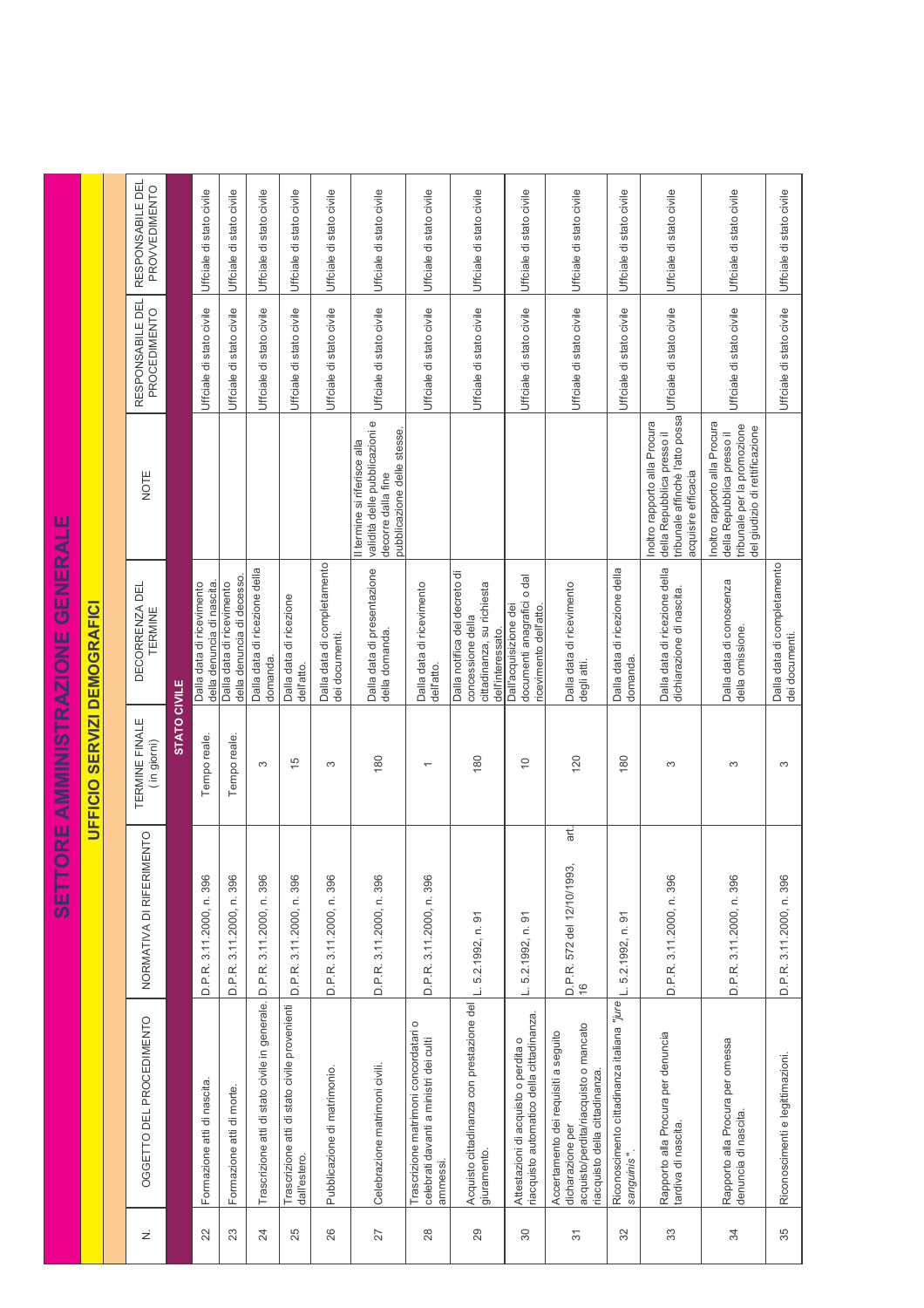# SETTORE AMMINISTRAZIONE GENERALE

## UFFICIO SERVIZI DEMOGRAFICI

| N. | OGGETTO DEL PROCEDIMENTO | NORMATIVA DI RIFERIMENTO | TERMINE FINALE (in giorni) | DECORRENZA DEL TERMINE | NOTE | RESPONSABILE DEL PROCEDIMENTO | RESPONSABILE DEL PROVVEDIMENTO |
|---|---|---|---|---|---|---|---|
| | | | **STATO CIVILE** | | | | |
| 22 | Formazione atti di nascita. | D.P.R. 3.11.2000, n. 396 | Tempo reale. | Dalla data di ricevimento della denuncia di nascita. | | Ufficiale di stato civile | Ufficiale di stato civile |
| 23 | Formazione atti di morte. | D.P.R. 3.11.2000, n. 396 | Tempo reale. | Dalla data di ricevimento della denuncia di decesso. | | Ufficiale di stato civile | Ufficiale di stato civile |
| 24 | Trascrizione atti di stato civile in generale. | D.P.R. 3.11.2000, n. 396 | 3 | Dalla data di ricezione della domanda. | | Ufficiale di stato civile | Ufficiale di stato civile |
| 25 | Trascrizione atti di stato civile provenienti dall'estero. | D.P.R. 3.11.2000, n. 396 | 15 | Dalla data di ricezione dell'atto. | | Ufficiale di stato civile | Ufficiale di stato civile |
| 26 | Pubblicazione di matrimonio. | D.P.R. 3.11.2000, n. 396 | 3 | Dalla data di completamento dei documenti. | | Ufficiale di stato civile | Ufficiale di stato civile |
| 27 | Celebrazione matrimoni civili. | D.P.R. 3.11.2000, n. 396 | 180 | Dalla data di presentazione della domanda. | Il termine si riferisce alla validità delle pubblicazioni e decorre dalla fine pubblicazione delle stesse. | Ufficiale di stato civile | Ufficiale di stato civile |
| 28 | Trascrizione matrimoni concordatari o celebrati davanti a ministri dei culti ammessi. | D.P.R. 3.11.2000, n. 396 | 1 | Dalla data di ricevimento dell'atto. | | Ufficiale di stato civile | Ufficiale di stato civile |
| 29 | Acquisto cittadinanza con prestazione del giuramento. | L. 5.2.1992, n. 91 | 180 | Dalla notifica del decreto di concessione della cittadinanza, su richiesta dell'interessato. | | Ufficiale di stato civile | Ufficiale di stato civile |
| 30 | Attestazioni di acquisto o perdita o riacquisto automatico della cittadinanza. | L. 5.2.1992, n. 91 | 10 | Dall'acquisizione dei documenti anagrafici o dal ricevimento dell'atto. | | Ufficiale di stato civile | Ufficiale di stato civile |
| 31 | Accertamento dei requisiti a seguito dichiarazione per acquisto/perdita/riacquisto o mancato riacquisto della cittadinanza. | D.P.R. 572 del 12/10/1993, art. 16 | 120 | Dalla data di ricevimento degli atti. | | Ufficiale di stato civile | Ufficiale di stato civile |
| 32 | Riconoscimento cittadinanza italiana *"jure sanguinis"*. | L. 5.2.1992, n. 91 | 180 | Dalla data di ricezione della domanda. | | Ufficiale di stato civile | Ufficiale di stato civile |
| 33 | Rapporto alla Procura per denuncia tardiva di nascita. | D.P.R. 3.11.2000, n. 396 | 3 | Dalla data di ricezione della dichiarazione di nascita. | Inoltro rapporto alla Procura della Repubblica presso il tribunale affinchè l'atto possa acquisire efficacia | Ufficiale di stato civile | Ufficiale di stato civile |
| 34 | Rapporto alla Procura per omessa denuncia di nascita. | D.P.R. 3.11.2000, n. 396 | 3 | Dalla data di conoscenza della omissione. | Inoltro rapporto alla Procura della Repubblica presso il tribunale per la promozione del giudizio di rettificazione | Ufficiale di stato civile | Ufficiale di stato civile |
| 35 | Riconoscimenti e legittimazioni. | D.P.R. 3.11.2000, n. 396 | 3 | Dalla data di completamento dei documenti. | | Ufficiale di stato civile | Ufficiale di stato civile |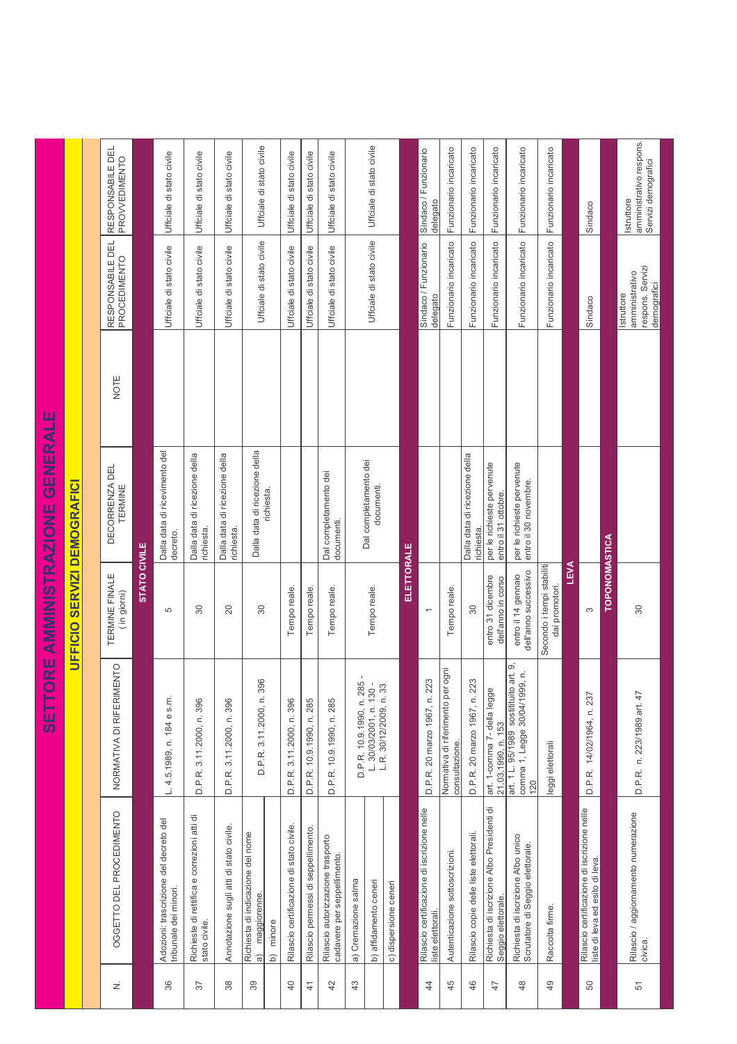# SETTORE AMMINISTRAZIONE GENERALE

## UFFICIO SERVIZI DEMOGRAFICI

| N. | OGGETTO DEL PROCEDIMENTO | NORMATIVA DI RIFERIMENTO | TERMINE FINALE (in giorni) | DECORRENZA DEL TERMINE | NOTE | RESPONSABILE DEL PROCEDIMENTO | RESPONSABILE DEL PROVVEDIMENTO |
|---|---|---|---|---|---|---|---|
| | **STATO CIVILE** | | | | | | |
| 36 | Adozioni: trascrizione del decreto del tribunale dei minori. | L. 4.5.1989, n. 184 e s.m. | 5 | Dalla data di ricevimento del decreto. | | Ufficiale di stato civile | Ufficiale di stato civile |
| 37 | Richieste di rettifica e correzioni atti di stato civile. | D.P.R. 3.11.2000, n. 396 | 30 | Dalla data di ricezione della richiesta. | | Ufficiale di stato civile | Ufficiale di stato civile |
| 38 | Annotazione sugli atti di stato civile. | D.P.R. 3.11.2000, n. 396 | 20 | Dalla data di ricezione della richiesta. | | Ufficiale di stato civile | Ufficiale di stato civile |
| 39 | Richiesta di indicazione del nome a) maggiorenne. b) minore | D.P.R. 3.11.2000, n. 396 | 30 | Dalla data di ricezione della richiesta. | | Ufficiale di stato civile | Ufficiale di stato civile |
| 40 | Rilascio certificazione di stato civile. | D.P.R. 3.11.2000, n. 396 | Tempo reale. | | | Ufficiale di stato civile | Ufficiale di stato civile |
| 41 | Rilascio permessi di seppellimento. | D.P.R. 10.9.1990, n. 285 | Tempo reale. | | | Ufficiale di stato civile | Ufficiale di stato civile |
| 42 | Rilascio autorizzazione trasporto cadavere per seppellimento. | D.P.R. 10.9.1990, n. 285 | Tempo reale. | Dal completamento dei documenti. | | Ufficiale di stato civile | Ufficiale di stato civile |
| 43 | a) Cremazione salma b) affidamento ceneri c) dispersione ceneri | D.P.R. 10.9.1990, n. 285 - L. 30/03/2001, n. 130 - L.R. 30/12/2009, n. 33 | Tempo reale. | Dal completamento dei documenti. | | Ufficiale di stato civile | Ufficiale di stato civile |
| | **ELETTORALE** | | | | | | |
| 44 | Rilascio certificazione di iscrizione nelle liste elettorali. | D.P.R. 20 marzo 1967, n. 223 | 1 | | | Sindaco / Funzionario delegato | Sindaco / Funzionario delegato |
| 45 | Autenticazione sottoscrizioni. | Normativa di riferimento per ogni consultazione. | Tempo reale. | | | Funzionario incaricato | Funzionario incaricato |
| 46 | Rilascio copie delle liste elettorali. | D.P.R. 20 marzo 1967, n. 223 | 30 | Dalla data di ricezione della richiesta. | | Funzionario incaricato | Funzionario incaricato |
| 47 | Richiesta di iscrizione Albo Presidenti di Seggio elettorale. | art. 1-comma 7- della legge 21,03,1990, n. 153 | entro 31 dicembre dell'anno in corso | per le richieste pervenute entro il 31 ottobre. | | Funzionario incaricato | Funzionario incaricato |
| 48 | Richiesta di iscrizione Albo unico Scrutatore di Seggio elettorale. | art. 1 L. 95/1989 sostituito art. 9, comma 1, Legge 30/04/1999, n. 120 | entro il 14 gennaio dell'anno successivo | per le richieste pervenute entro il 30 novembre. | | Funzionario incaricato | Funzionario incaricato |
| 49 | Raccolta firme. | leggi elettorali | Secondo i tempi stabiliti dai promotori. | | | Funzionario incaricato | Funzionario incaricato |
| | **LEVA** | | | | | | |
| 50 | Rilascio certificazione di iscrizione nelle liste di leva ed esito di leva. | D.P.R. 14/02/1964, n. 237 | 3 | | | Sindaco | Sindaco |
| | **TOPONOMASTICA** | | | | | | |
| 51 | Rilascio / aggiornamento numerazione civica. | D.P.R. n. 223/1989 art. 47 | 30 | | | Istruttore amministrativo respons. Servizi demografici | Istruttore amministrativo respons. Servizi demografici |